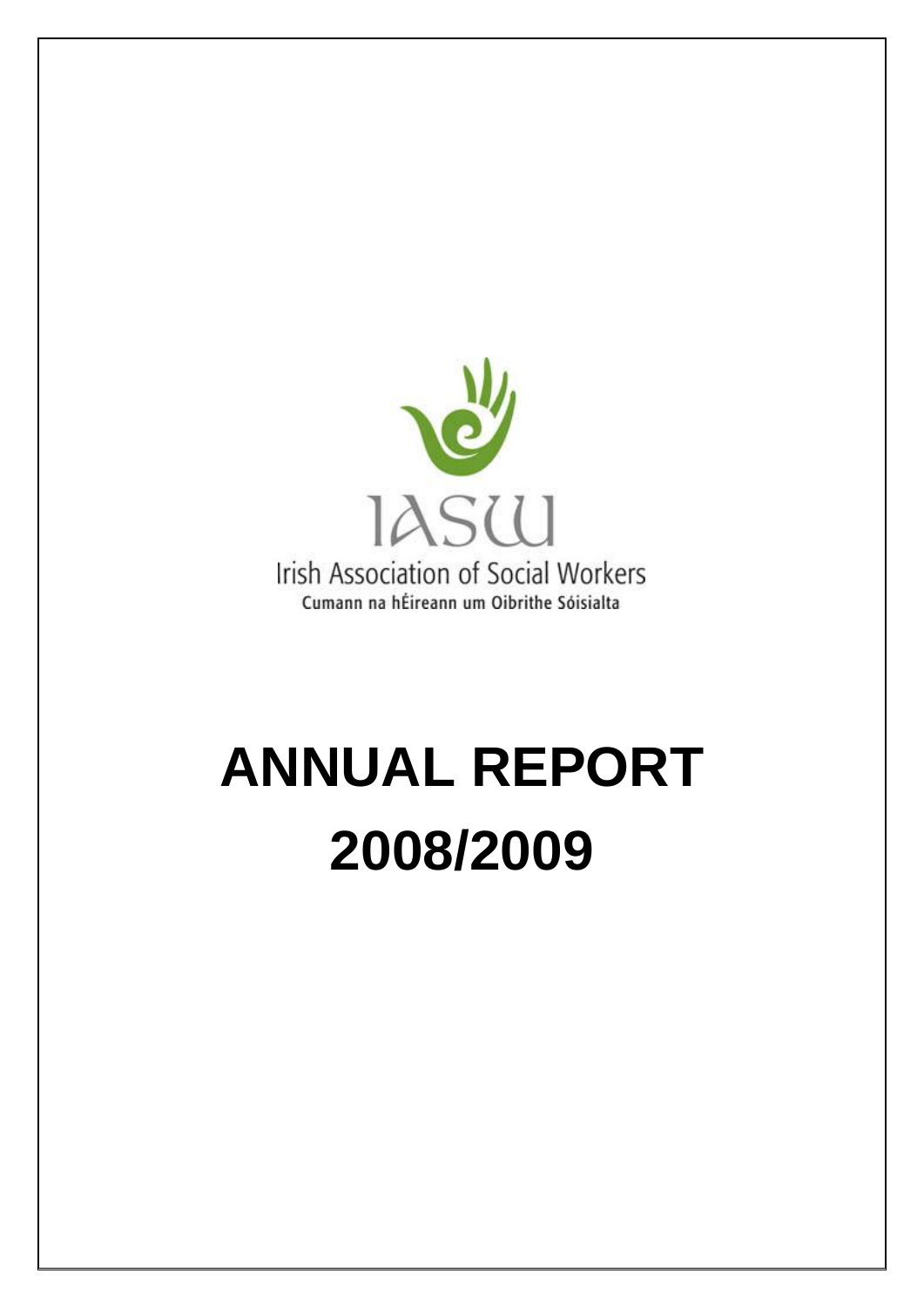IASW

Irish Association of Social Workers

Cumann na hÉireann um Oibrithe Sóisialta

# ANNUAL REPORT 2008/2009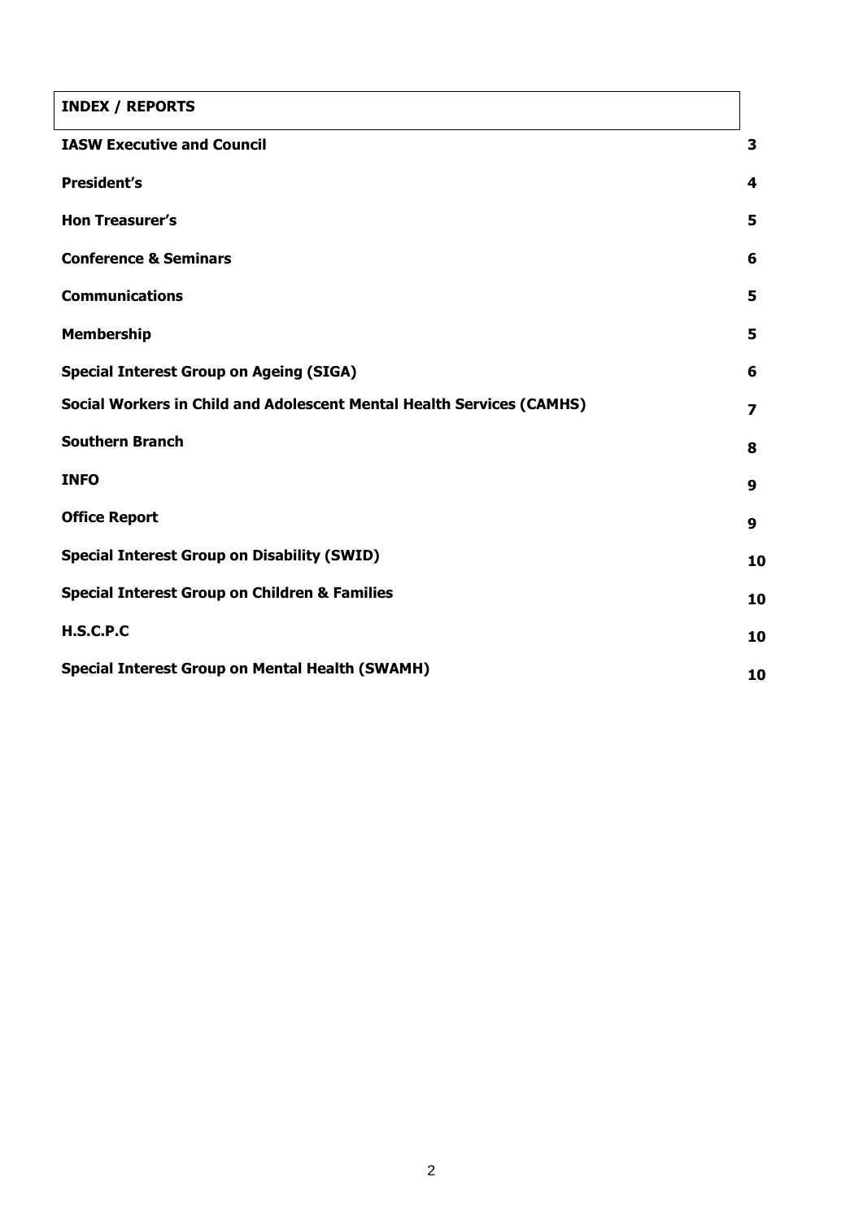| INDEX / REPORTS | |
|---|---|
| **IASW Executive and Council** | **3** |
| **President's** | **4** |
| **Hon Treasurer's** | **5** |
| **Conference & Seminars** | **6** |
| **Communications** | **5** |
| **Membership** | **5** |
| **Special Interest Group on Ageing (SIGA)** | **6** |
| **Social Workers in Child and Adolescent Mental Health Services (CAMHS)** | **7** |
| **Southern Branch** | **8** |
| **INFO** | **9** |
| **Office Report** | **9** |
| **Special Interest Group on Disability (SWID)** | **10** |
| **Special Interest Group on Children & Families** | **10** |
| **H.S.C.P.C** | **10** |
| **Special Interest Group on Mental Health (SWAMH)** | **10** |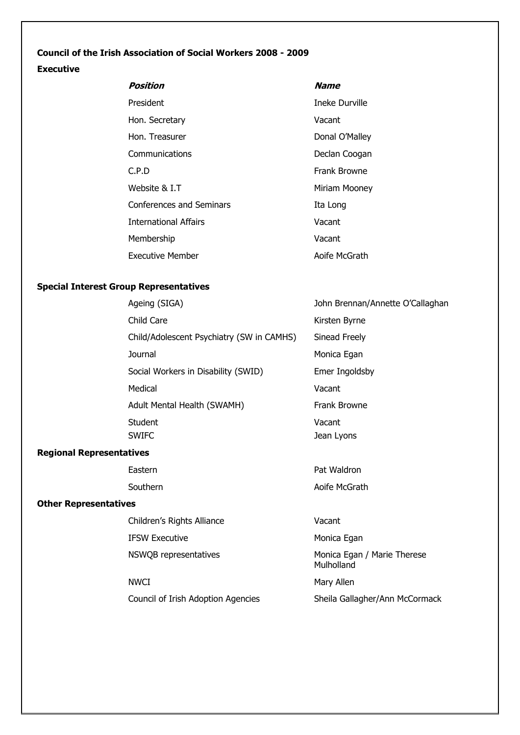**Council of the Irish Association of Social Workers 2008 - 2009**

**Executive**

| *Position* | *Name* |
|---|---|
| President | Ineke Durville |
| Hon. Secretary | Vacant |
| Hon. Treasurer | Donal O'Malley |
| Communications | Declan Coogan |
| C.P.D | Frank Browne |
| Website & I.T | Miriam Mooney |
| Conferences and Seminars | Ita Long |
| International Affairs | Vacant |
| Membership | Vacant |
| Executive Member | Aoife McGrath |

**Special Interest Group Representatives**

| | |
|---|---|
| Ageing (SIGA) | John Brennan/Annette O'Callaghan |
| Child Care | Kirsten Byrne |
| Child/Adolescent Psychiatry (SW in CAMHS) | Sinead Freely |
| Journal | Monica Egan |
| Social Workers in Disability (SWID) | Emer Ingoldsby |
| Medical | Vacant |
| Adult Mental Health (SWAMH) | Frank Browne |
| Student | Vacant |
| SWIFC | Jean Lyons |

**Regional Representatives**

| | |
|---|---|
| Eastern | Pat Waldron |
| Southern | Aoife McGrath |

**Other Representatives**

| | |
|---|---|
| Children's Rights Alliance | Vacant |
| IFSW Executive | Monica Egan |
| NSWQB representatives | Monica Egan / Marie Therese Mulholland |
| NWCI | Mary Allen |
| Council of Irish Adoption Agencies | Sheila Gallagher/Ann McCormack |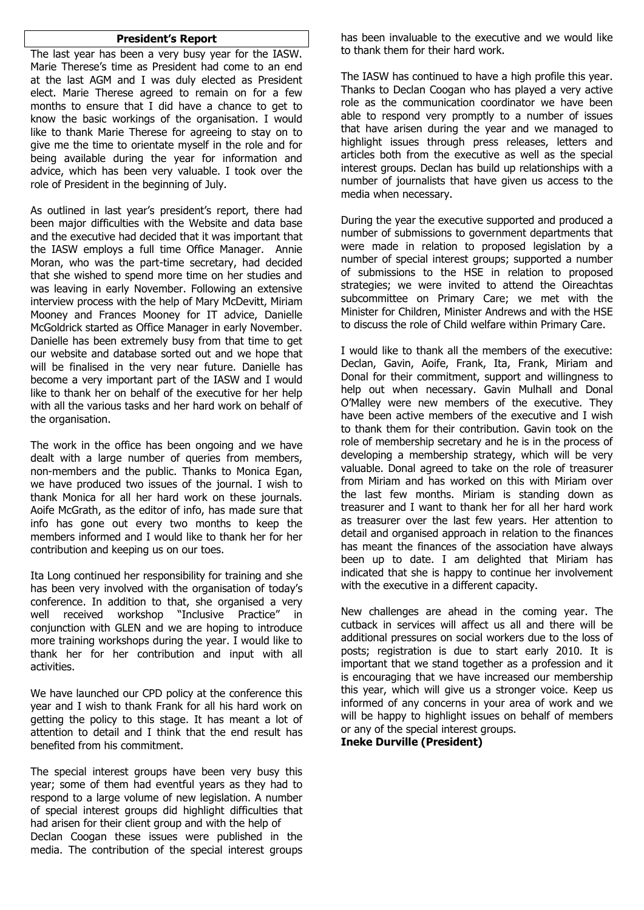## President's Report

The last year has been a very busy year for the IASW. Marie Therese's time as President had come to an end at the last AGM and I was duly elected as President elect. Marie Therese agreed to remain on for a few months to ensure that I did have a chance to get to know the basic workings of the organisation. I would like to thank Marie Therese for agreeing to stay on to give me the time to orientate myself in the role and for being available during the year for information and advice, which has been very valuable. I took over the role of President in the beginning of July.

As outlined in last year's president's report, there had been major difficulties with the Website and data base and the executive had decided that it was important that the IASW employs a full time Office Manager. Annie Moran, who was the part-time secretary, had decided that she wished to spend more time on her studies and was leaving in early November. Following an extensive interview process with the help of Mary McDevitt, Miriam Mooney and Frances Mooney for IT advice, Danielle McGoldrick started as Office Manager in early November. Danielle has been extremely busy from that time to get our website and database sorted out and we hope that will be finalised in the very near future. Danielle has become a very important part of the IASW and I would like to thank her on behalf of the executive for her help with all the various tasks and her hard work on behalf of the organisation.

The work in the office has been ongoing and we have dealt with a large number of queries from members, non-members and the public. Thanks to Monica Egan, we have produced two issues of the journal. I wish to thank Monica for all her hard work on these journals. Aoife McGrath, as the editor of info, has made sure that info has gone out every two months to keep the members informed and I would like to thank her for her contribution and keeping us on our toes.

Ita Long continued her responsibility for training and she has been very involved with the organisation of today's conference. In addition to that, she organised a very well received workshop "Inclusive Practice" in conjunction with GLEN and we are hoping to introduce more training workshops during the year. I would like to thank her for her contribution and input with all activities.

We have launched our CPD policy at the conference this year and I wish to thank Frank for all his hard work on getting the policy to this stage. It has meant a lot of attention to detail and I think that the end result has benefited from his commitment.

The special interest groups have been very busy this year; some of them had eventful years as they had to respond to a large volume of new legislation. A number of special interest groups did highlight difficulties that had arisen for their client group and with the help of Declan Coogan these issues were published in the media. The contribution of the special interest groups has been invaluable to the executive and we would like to thank them for their hard work.

The IASW has continued to have a high profile this year. Thanks to Declan Coogan who has played a very active role as the communication coordinator we have been able to respond very promptly to a number of issues that have arisen during the year and we managed to highlight issues through press releases, letters and articles both from the executive as well as the special interest groups. Declan has build up relationships with a number of journalists that have given us access to the media when necessary.

During the year the executive supported and produced a number of submissions to government departments that were made in relation to proposed legislation by a number of special interest groups; supported a number of submissions to the HSE in relation to proposed strategies; we were invited to attend the Oireachtas subcommittee on Primary Care; we met with the Minister for Children, Minister Andrews and with the HSE to discuss the role of Child welfare within Primary Care.

I would like to thank all the members of the executive: Declan, Gavin, Aoife, Frank, Ita, Frank, Miriam and Donal for their commitment, support and willingness to help out when necessary. Gavin Mulhall and Donal O'Malley were new members of the executive. They have been active members of the executive and I wish to thank them for their contribution. Gavin took on the role of membership secretary and he is in the process of developing a membership strategy, which will be very valuable. Donal agreed to take on the role of treasurer from Miriam and has worked on this with Miriam over the last few months. Miriam is standing down as treasurer and I want to thank her for all her hard work as treasurer over the last few years. Her attention to detail and organised approach in relation to the finances has meant the finances of the association have always been up to date. I am delighted that Miriam has indicated that she is happy to continue her involvement with the executive in a different capacity.

New challenges are ahead in the coming year. The cutback in services will affect us all and there will be additional pressures on social workers due to the loss of posts; registration is due to start early 2010. It is important that we stand together as a profession and it is encouraging that we have increased our membership this year, which will give us a stronger voice. Keep us informed of any concerns in your area of work and we will be happy to highlight issues on behalf of members or any of the special interest groups.

**Ineke Durville (President)**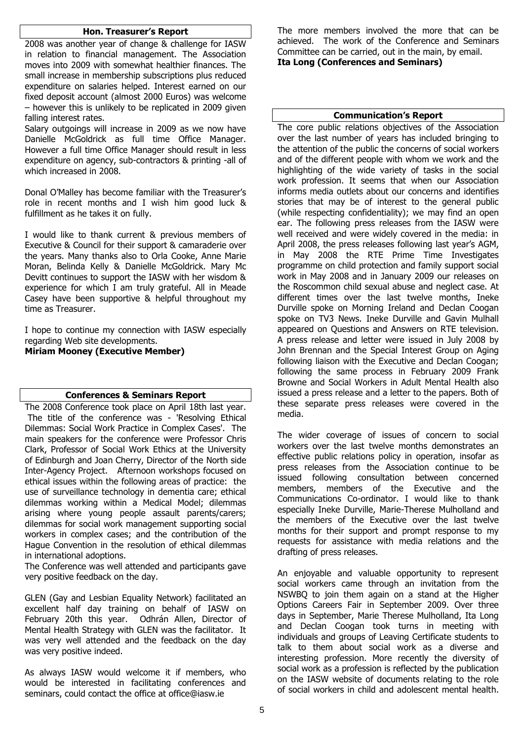## Hon. Treasurer's Report

2008 was another year of change & challenge for IASW in relation to financial management. The Association moves into 2009 with somewhat healthier finances. The small increase in membership subscriptions plus reduced expenditure on salaries helped. Interest earned on our fixed deposit account (almost 2000 Euros) was welcome – however this is unlikely to be replicated in 2009 given falling interest rates.

Salary outgoings will increase in 2009 as we now have Danielle McGoldrick as full time Office Manager. However a full time Office Manager should result in less expenditure on agency, sub-contractors & printing -all of which increased in 2008.

Donal O'Malley has become familiar with the Treasurer's role in recent months and I wish him good luck & fulfillment as he takes it on fully.

I would like to thank current & previous members of Executive & Council for their support & camaraderie over the years. Many thanks also to Orla Cooke, Anne Marie Moran, Belinda Kelly & Danielle McGoldrick. Mary Mc Devitt continues to support the IASW with her wisdom & experience for which I am truly grateful. All in Meade Casey have been supportive & helpful throughout my time as Treasurer.

I hope to continue my connection with IASW especially regarding Web site developments.

**Miriam Mooney (Executive Member)**

## Conferences & Seminars Report

The 2008 Conference took place on April 18th last year. The title of the conference was - 'Resolving Ethical Dilemmas: Social Work Practice in Complex Cases'. The main speakers for the conference were Professor Chris Clark, Professor of Social Work Ethics at the University of Edinburgh and Joan Cherry, Director of the North side Inter-Agency Project. Afternoon workshops focused on ethical issues within the following areas of practice: the use of surveillance technology in dementia care; ethical dilemmas working within a Medical Model; dilemmas arising where young people assault parents/carers; dilemmas for social work management supporting social workers in complex cases; and the contribution of the Hague Convention in the resolution of ethical dilemmas in international adoptions.

The Conference was well attended and participants gave very positive feedback on the day.

GLEN (Gay and Lesbian Equality Network) facilitated an excellent half day training on behalf of IASW on February 20th this year. Odhrán Allen, Director of Mental Health Strategy with GLEN was the facilitator. It was very well attended and the feedback on the day was very positive indeed.

As always IASW would welcome it if members, who would be interested in facilitating conferences and seminars, could contact the office at office@iasw.ie

The more members involved the more that can be achieved. The work of the Conference and Seminars Committee can be carried, out in the main, by email.

**Ita Long (Conferences and Seminars)**

## Communication's Report

The core public relations objectives of the Association over the last number of years has included bringing to the attention of the public the concerns of social workers and of the different people with whom we work and the highlighting of the wide variety of tasks in the social work profession. It seems that when our Association informs media outlets about our concerns and identifies stories that may be of interest to the general public (while respecting confidentiality); we may find an open ear. The following press releases from the IASW were well received and were widely covered in the media: in April 2008, the press releases following last year's AGM, in May 2008 the RTE Prime Time Investigates programme on child protection and family support social work in May 2008 and in January 2009 our releases on the Roscommon child sexual abuse and neglect case. At different times over the last twelve months, Ineke Durville spoke on Morning Ireland and Declan Coogan spoke on TV3 News. Ineke Durville and Gavin Mulhall appeared on Questions and Answers on RTE television. A press release and letter were issued in July 2008 by John Brennan and the Special Interest Group on Aging following liaison with the Executive and Declan Coogan; following the same process in February 2009 Frank Browne and Social Workers in Adult Mental Health also issued a press release and a letter to the papers. Both of these separate press releases were covered in the media.

The wider coverage of issues of concern to social workers over the last twelve months demonstrates an effective public relations policy in operation, insofar as press releases from the Association continue to be issued following consultation between concerned members, members of the Executive and the Communications Co-ordinator. I would like to thank especially Ineke Durville, Marie-Therese Mulholland and the members of the Executive over the last twelve months for their support and prompt response to my requests for assistance with media relations and the drafting of press releases.

An enjoyable and valuable opportunity to represent social workers came through an invitation from the NSWBQ to join them again on a stand at the Higher Options Careers Fair in September 2009. Over three days in September, Marie Therese Mulholland, Ita Long and Declan Coogan took turns in meeting with individuals and groups of Leaving Certificate students to talk to them about social work as a diverse and interesting profession. More recently the diversity of social work as a profession is reflected by the publication on the IASW website of documents relating to the role of social workers in child and adolescent mental health.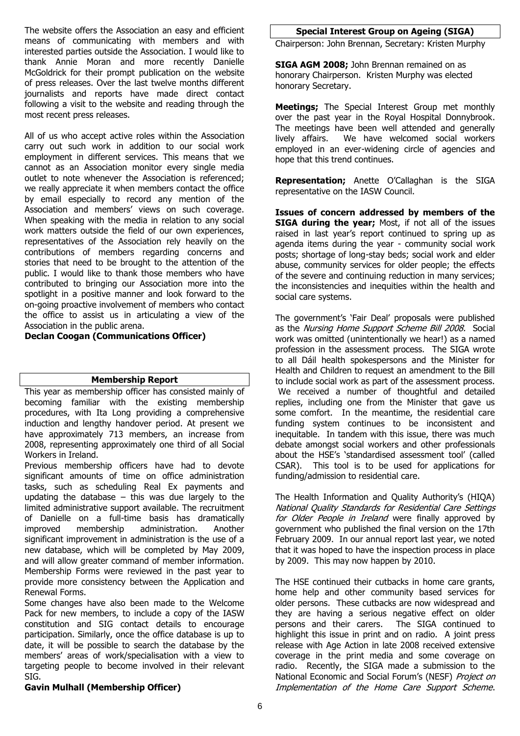The website offers the Association an easy and efficient means of communicating with members and with interested parties outside the Association. I would like to thank Annie Moran and more recently Danielle McGoldrick for their prompt publication on the website of press releases. Over the last twelve months different journalists and reports have made direct contact following a visit to the website and reading through the most recent press releases.

All of us who accept active roles within the Association carry out such work in addition to our social work employment in different services. This means that we cannot as an Association monitor every single media outlet to note whenever the Association is referenced; we really appreciate it when members contact the office by email especially to record any mention of the Association and members' views on such coverage. When speaking with the media in relation to any social work matters outside the field of our own experiences, representatives of the Association rely heavily on the contributions of members regarding concerns and stories that need to be brought to the attention of the public. I would like to thank those members who have contributed to bringing our Association more into the spotlight in a positive manner and look forward to the on-going proactive involvement of members who contact the office to assist us in articulating a view of the Association in the public arena.

**Declan Coogan (Communications Officer)**

## Membership Report

This year as membership officer has consisted mainly of becoming familiar with the existing membership procedures, with Ita Long providing a comprehensive induction and lengthy handover period. At present we have approximately 713 members, an increase from 2008, representing approximately one third of all Social Workers in Ireland.

Previous membership officers have had to devote significant amounts of time on office administration tasks, such as scheduling Real Ex payments and updating the database – this was due largely to the limited administrative support available. The recruitment of Danielle on a full-time basis has dramatically improved membership administration. Another significant improvement in administration is the use of a new database, which will be completed by May 2009, and will allow greater command of member information. Membership Forms were reviewed in the past year to provide more consistency between the Application and Renewal Forms.

Some changes have also been made to the Welcome Pack for new members, to include a copy of the IASW constitution and SIG contact details to encourage participation. Similarly, once the office database is up to date, it will be possible to search the database by the members' areas of work/specialisation with a view to targeting people to become involved in their relevant SIG.

**Gavin Mulhall (Membership Officer)**

## Special Interest Group on Ageing (SIGA)

Chairperson: John Brennan, Secretary: Kristen Murphy

**SIGA AGM 2008;** John Brennan remained on as honorary Chairperson. Kristen Murphy was elected honorary Secretary.

**Meetings;** The Special Interest Group met monthly over the past year in the Royal Hospital Donnybrook. The meetings have been well attended and generally lively affairs. We have welcomed social workers employed in an ever-widening circle of agencies and hope that this trend continues.

**Representation;** Anette O'Callaghan is the SIGA representative on the IASW Council.

**Issues of concern addressed by members of the SIGA during the year;** Most, if not all of the issues raised in last year's report continued to spring up as agenda items during the year - community social work posts; shortage of long-stay beds; social work and elder abuse, community services for older people; the effects of the severe and continuing reduction in many services; the inconsistencies and inequities within the health and social care systems.

The government's 'Fair Deal' proposals were published as the *Nursing Home Support Scheme Bill 2008.* Social work was omitted (unintentionally we hear!) as a named profession in the assessment process. The SIGA wrote to all Dáil health spokespersons and the Minister for Health and Children to request an amendment to the Bill to include social work as part of the assessment process. We received a number of thoughtful and detailed replies, including one from the Minister that gave us some comfort. In the meantime, the residential care funding system continues to be inconsistent and inequitable. In tandem with this issue, there was much debate amongst social workers and other professionals about the HSE's 'standardised assessment tool' (called CSAR). This tool is to be used for applications for funding/admission to residential care.

The Health Information and Quality Authority's (HIQA) *National Quality Standards for Residential Care Settings for Older People in Ireland* were finally approved by government who published the final version on the 17th February 2009. In our annual report last year, we noted that it was hoped to have the inspection process in place by 2009. This may now happen by 2010.

The HSE continued their cutbacks in home care grants, home help and other community based services for older persons. These cutbacks are now widespread and they are having a serious negative effect on older persons and their carers. The SIGA continued to highlight this issue in print and on radio. A joint press release with Age Action in late 2008 received extensive coverage in the print media and some coverage on radio. Recently, the SIGA made a submission to the National Economic and Social Forum's (NESF) *Project on Implementation of the Home Care Support Scheme.*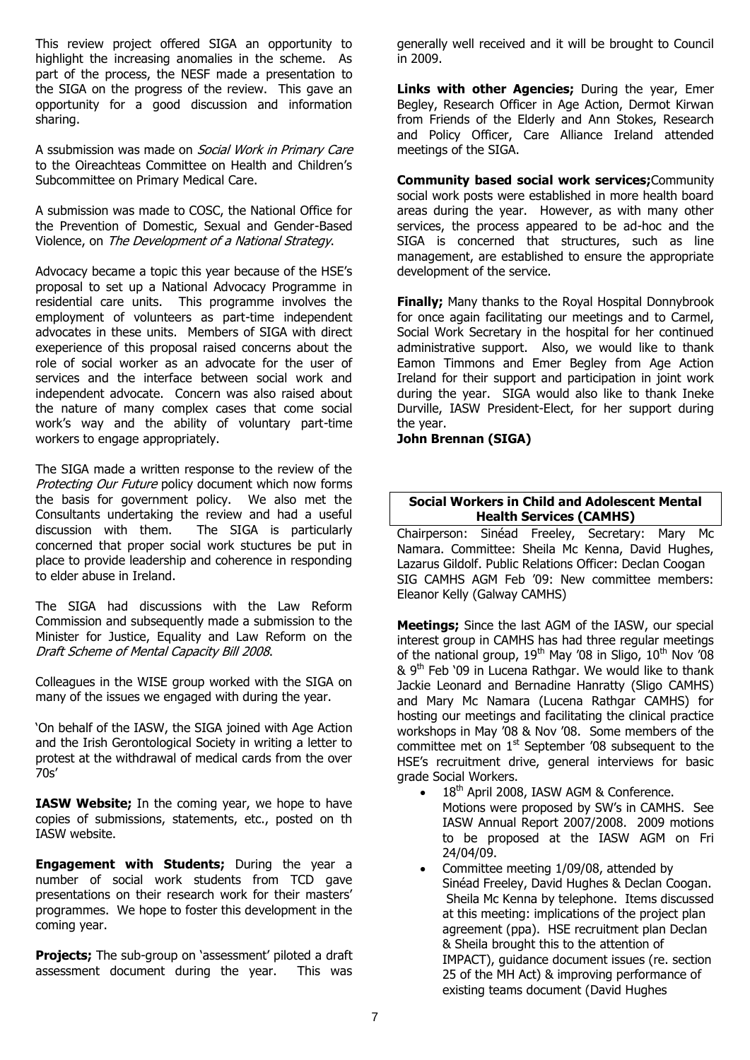This review project offered SIGA an opportunity to highlight the increasing anomalies in the scheme. As part of the process, the NESF made a presentation to the SIGA on the progress of the review. This gave an opportunity for a good discussion and information sharing.

A ssubmission was made on *Social Work in Primary Care* to the Oireachteas Committee on Health and Children's Subcommittee on Primary Medical Care.

A submission was made to COSC, the National Office for the Prevention of Domestic, Sexual and Gender-Based Violence, on *The Development of a National Strategy*.

Advocacy became a topic this year because of the HSE's proposal to set up a National Advocacy Programme in residential care units. This programme involves the employment of volunteers as part-time independent advocates in these units. Members of SIGA with direct exeperience of this proposal raised concerns about the role of social worker as an advocate for the user of services and the interface between social work and independent advocate. Concern was also raised about the nature of many complex cases that come social work's way and the ability of voluntary part-time workers to engage appropriately.

The SIGA made a written response to the review of the *Protecting Our Future* policy document which now forms the basis for government policy. We also met the Consultants undertaking the review and had a useful discussion with them. The SIGA is particularly concerned that proper social work stuctures be put in place to provide leadership and coherence in responding to elder abuse in Ireland.

The SIGA had discussions with the Law Reform Commission and subsequently made a submission to the Minister for Justice, Equality and Law Reform on the *Draft Scheme of Mental Capacity Bill 2008*.

Colleagues in the WISE group worked with the SIGA on many of the issues we engaged with during the year.

'On behalf of the IASW, the SIGA joined with Age Action and the Irish Gerontological Society in writing a letter to protest at the withdrawal of medical cards from the over 70s'

**IASW Website;** In the coming year, we hope to have copies of submissions, statements, etc., posted on th IASW website.

**Engagement with Students;** During the year a number of social work students from TCD gave presentations on their research work for their masters' programmes. We hope to foster this development in the coming year.

**Projects;** The sub-group on 'assessment' piloted a draft assessment document during the year. This was generally well received and it will be brought to Council in 2009.

**Links with other Agencies;** During the year, Emer Begley, Research Officer in Age Action, Dermot Kirwan from Friends of the Elderly and Ann Stokes, Research and Policy Officer, Care Alliance Ireland attended meetings of the SIGA.

**Community based social work services;**Community social work posts were established in more health board areas during the year. However, as with many other services, the process appeared to be ad-hoc and the SIGA is concerned that structures, such as line management, are established to ensure the appropriate development of the service.

**Finally;** Many thanks to the Royal Hospital Donnybrook for once again facilitating our meetings and to Carmel, Social Work Secretary in the hospital for her continued administrative support. Also, we would like to thank Eamon Timmons and Emer Begley from Age Action Ireland for their support and participation in joint work during the year. SIGA would also like to thank Ineke Durville, IASW President-Elect, for her support during the year.

**John Brennan (SIGA)**

## Social Workers in Child and Adolescent Mental Health Services (CAMHS)

Chairperson: Sinéad Freeley, Secretary: Mary Mc Namara. Committee: Sheila Mc Kenna, David Hughes, Lazarus Gildolf. Public Relations Officer: Declan Coogan SIG CAMHS AGM Feb '09: New committee members: Eleanor Kelly (Galway CAMHS)

**Meetings;** Since the last AGM of the IASW, our special interest group in CAMHS has had three regular meetings of the national group, 19th May '08 in Sligo, 10th Nov '08 & 9th Feb '09 in Lucena Rathgar. We would like to thank Jackie Leonard and Bernadine Hanratty (Sligo CAMHS) and Mary Mc Namara (Lucena Rathgar CAMHS) for hosting our meetings and facilitating the clinical practice workshops in May '08 & Nov '08. Some members of the committee met on 1st September '08 subsequent to the HSE's recruitment drive, general interviews for basic grade Social Workers.

- 18th April 2008, IASW AGM & Conference. Motions were proposed by SW's in CAMHS. See IASW Annual Report 2007/2008. 2009 motions to be proposed at the IASW AGM on Fri 24/04/09.
- Committee meeting 1/09/08, attended by Sinéad Freeley, David Hughes & Declan Coogan. Sheila Mc Kenna by telephone. Items discussed at this meeting: implications of the project plan agreement (ppa). HSE recruitment plan Declan & Sheila brought this to the attention of IMPACT), guidance document issues (re. section 25 of the MH Act) & improving performance of existing teams document (David Hughes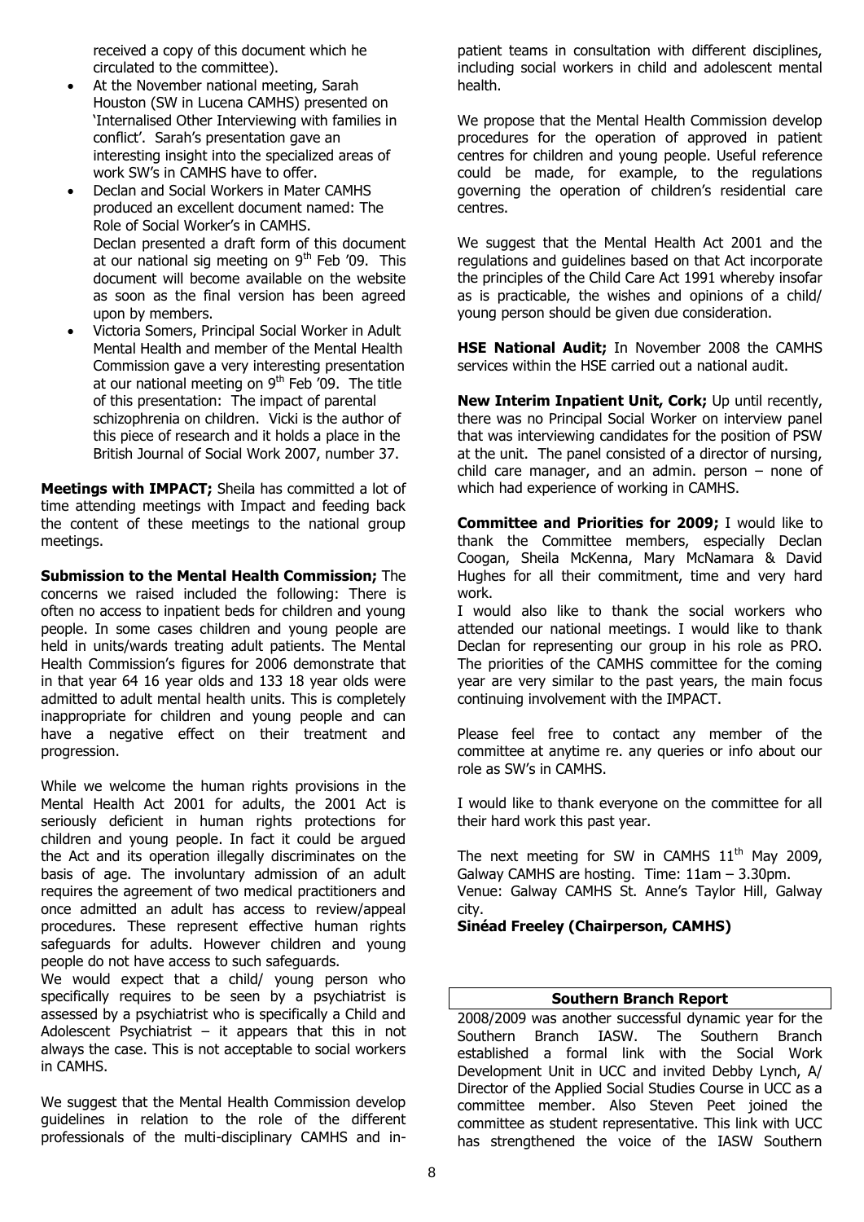received a copy of this document which he circulated to the committee).

- At the November national meeting, Sarah Houston (SW in Lucena CAMHS) presented on 'Internalised Other Interviewing with families in conflict'. Sarah's presentation gave an interesting insight into the specialized areas of work SW's in CAMHS have to offer.
- Declan and Social Workers in Mater CAMHS produced an excellent document named: The Role of Social Worker's in CAMHS. Declan presented a draft form of this document at our national sig meeting on 9th Feb '09. This document will become available on the website as soon as the final version has been agreed upon by members.
- Victoria Somers, Principal Social Worker in Adult Mental Health and member of the Mental Health Commission gave a very interesting presentation at our national meeting on 9th Feb '09. The title of this presentation: The impact of parental schizophrenia on children. Vicki is the author of this piece of research and it holds a place in the British Journal of Social Work 2007, number 37.

**Meetings with IMPACT;** Sheila has committed a lot of time attending meetings with Impact and feeding back the content of these meetings to the national group meetings.

**Submission to the Mental Health Commission;** The concerns we raised included the following: There is often no access to inpatient beds for children and young people. In some cases children and young people are held in units/wards treating adult patients. The Mental Health Commission's figures for 2006 demonstrate that in that year 64 16 year olds and 133 18 year olds were admitted to adult mental health units. This is completely inappropriate for children and young people and can have a negative effect on their treatment and progression.

While we welcome the human rights provisions in the Mental Health Act 2001 for adults, the 2001 Act is seriously deficient in human rights protections for children and young people. In fact it could be argued the Act and its operation illegally discriminates on the basis of age. The involuntary admission of an adult requires the agreement of two medical practitioners and once admitted an adult has access to review/appeal procedures. These represent effective human rights safeguards for adults. However children and young people do not have access to such safeguards.

We would expect that a child/ young person who specifically requires to be seen by a psychiatrist is assessed by a psychiatrist who is specifically a Child and Adolescent Psychiatrist – it appears that this in not always the case. This is not acceptable to social workers in CAMHS.

We suggest that the Mental Health Commission develop guidelines in relation to the role of the different professionals of the multi-disciplinary CAMHS and in-patient teams in consultation with different disciplines, including social workers in child and adolescent mental health.

We propose that the Mental Health Commission develop procedures for the operation of approved in patient centres for children and young people. Useful reference could be made, for example, to the regulations governing the operation of children's residential care centres.

We suggest that the Mental Health Act 2001 and the regulations and guidelines based on that Act incorporate the principles of the Child Care Act 1991 whereby insofar as is practicable, the wishes and opinions of a child/ young person should be given due consideration.

**HSE National Audit;** In November 2008 the CAMHS services within the HSE carried out a national audit.

**New Interim Inpatient Unit, Cork;** Up until recently, there was no Principal Social Worker on interview panel that was interviewing candidates for the position of PSW at the unit. The panel consisted of a director of nursing, child care manager, and an admin. person – none of which had experience of working in CAMHS.

**Committee and Priorities for 2009;** I would like to thank the Committee members, especially Declan Coogan, Sheila McKenna, Mary McNamara & David Hughes for all their commitment, time and very hard work.

I would also like to thank the social workers who attended our national meetings. I would like to thank Declan for representing our group in his role as PRO. The priorities of the CAMHS committee for the coming year are very similar to the past years, the main focus continuing involvement with the IMPACT.

Please feel free to contact any member of the committee at anytime re. any queries or info about our role as SW's in CAMHS.

I would like to thank everyone on the committee for all their hard work this past year.

The next meeting for SW in CAMHS 11th May 2009, Galway CAMHS are hosting. Time: 11am – 3.30pm.
Venue: Galway CAMHS St. Anne's Taylor Hill, Galway city.

**Sinéad Freeley (Chairperson, CAMHS)**

## Southern Branch Report

2008/2009 was another successful dynamic year for the Southern Branch IASW. The Southern Branch established a formal link with the Social Work Development Unit in UCC and invited Debby Lynch, A/ Director of the Applied Social Studies Course in UCC as a committee member. Also Steven Peet joined the committee as student representative. This link with UCC has strengthened the voice of the IASW Southern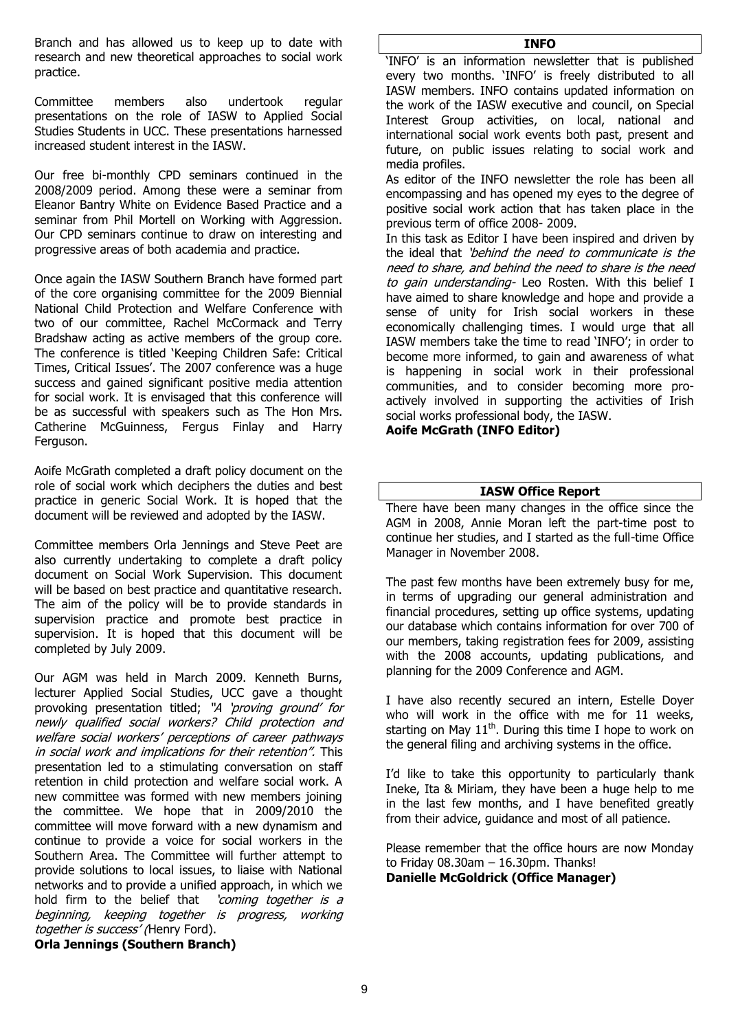Branch and has allowed us to keep up to date with research and new theoretical approaches to social work practice.

Committee members also undertook regular presentations on the role of IASW to Applied Social Studies Students in UCC. These presentations harnessed increased student interest in the IASW.

Our free bi-monthly CPD seminars continued in the 2008/2009 period. Among these were a seminar from Eleanor Bantry White on Evidence Based Practice and a seminar from Phil Mortell on Working with Aggression. Our CPD seminars continue to draw on interesting and progressive areas of both academia and practice.

Once again the IASW Southern Branch have formed part of the core organising committee for the 2009 Biennial National Child Protection and Welfare Conference with two of our committee, Rachel McCormack and Terry Bradshaw acting as active members of the group core. The conference is titled 'Keeping Children Safe: Critical Times, Critical Issues'. The 2007 conference was a huge success and gained significant positive media attention for social work. It is envisaged that this conference will be as successful with speakers such as The Hon Mrs. Catherine McGuinness, Fergus Finlay and Harry Ferguson.

Aoife McGrath completed a draft policy document on the role of social work which deciphers the duties and best practice in generic Social Work. It is hoped that the document will be reviewed and adopted by the IASW.

Committee members Orla Jennings and Steve Peet are also currently undertaking to complete a draft policy document on Social Work Supervision. This document will be based on best practice and quantitative research. The aim of the policy will be to provide standards in supervision practice and promote best practice in supervision. It is hoped that this document will be completed by July 2009.

Our AGM was held in March 2009. Kenneth Burns, lecturer Applied Social Studies, UCC gave a thought provoking presentation titled; *"A 'proving ground' for newly qualified social workers? Child protection and welfare social workers' perceptions of career pathways in social work and implications for their retention".* This presentation led to a stimulating conversation on staff retention in child protection and welfare social work. A new committee was formed with new members joining the committee. We hope that in 2009/2010 the committee will move forward with a new dynamism and continue to provide a voice for social workers in the Southern Area. The Committee will further attempt to provide solutions to local issues, to liaise with National networks and to provide a unified approach, in which we hold firm to the belief that *'coming together is a beginning, keeping together is progress, working together is success' (*Henry Ford).

**Orla Jennings (Southern Branch)**

## INFO

'INFO' is an information newsletter that is published every two months. 'INFO' is freely distributed to all IASW members. INFO contains updated information on the work of the IASW executive and council, on Special Interest Group activities, on local, national and international social work events both past, present and future, on public issues relating to social work and media profiles.

As editor of the INFO newsletter the role has been all encompassing and has opened my eyes to the degree of positive social work action that has taken place in the previous term of office 2008- 2009.

In this task as Editor I have been inspired and driven by the ideal that *'behind the need to communicate is the need to share, and behind the need to share is the need to gain understanding*- Leo Rosten. With this belief I have aimed to share knowledge and hope and provide a sense of unity for Irish social workers in these economically challenging times. I would urge that all IASW members take the time to read 'INFO'; in order to become more informed, to gain and awareness of what is happening in social work in their professional communities, and to consider becoming more pro-actively involved in supporting the activities of Irish social works professional body, the IASW.

**Aoife McGrath (INFO Editor)**

## IASW Office Report

There have been many changes in the office since the AGM in 2008, Annie Moran left the part-time post to continue her studies, and I started as the full-time Office Manager in November 2008.

The past few months have been extremely busy for me, in terms of upgrading our general administration and financial procedures, setting up office systems, updating our database which contains information for over 700 of our members, taking registration fees for 2009, assisting with the 2008 accounts, updating publications, and planning for the 2009 Conference and AGM.

I have also recently secured an intern, Estelle Doyer who will work in the office with me for 11 weeks, starting on May 11th. During this time I hope to work on the general filing and archiving systems in the office.

I'd like to take this opportunity to particularly thank Ineke, Ita & Miriam, they have been a huge help to me in the last few months, and I have benefited greatly from their advice, guidance and most of all patience.

Please remember that the office hours are now Monday to Friday 08.30am – 16.30pm. Thanks!

**Danielle McGoldrick (Office Manager)**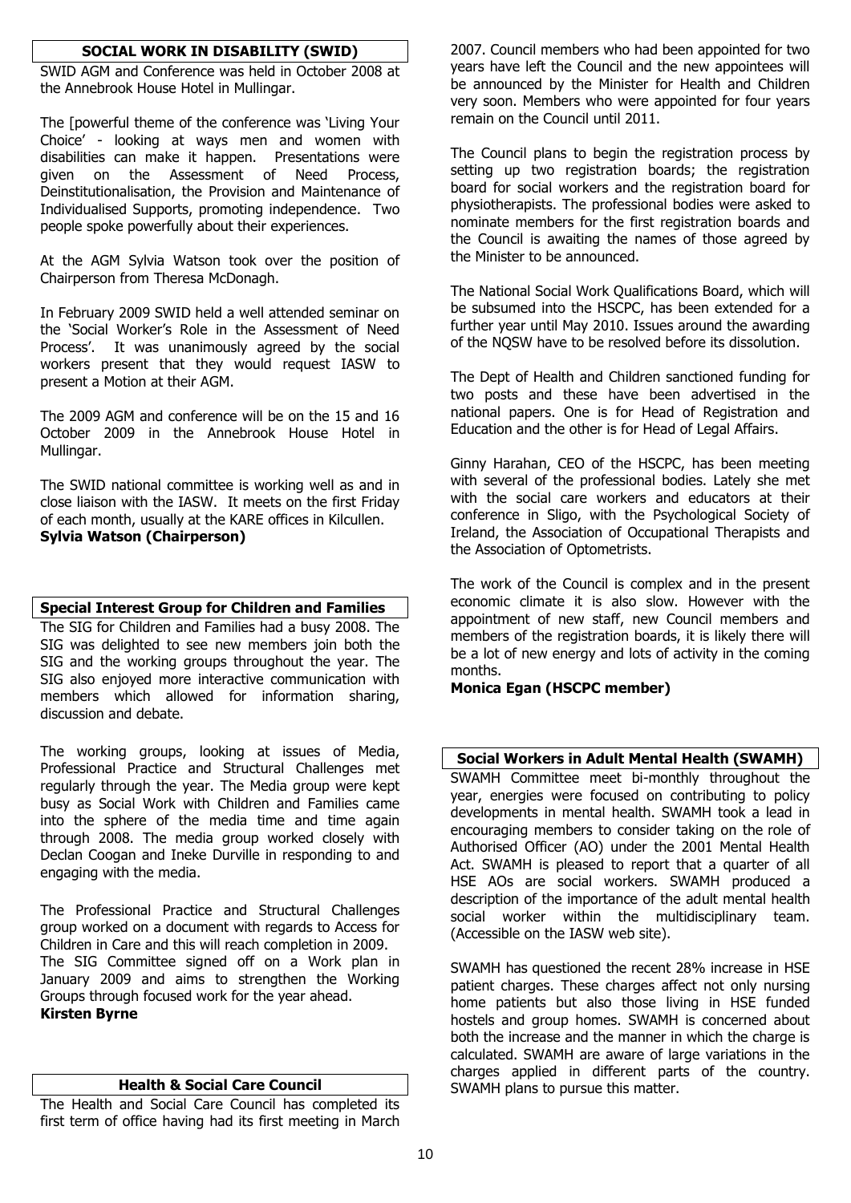## SOCIAL WORK IN DISABILITY (SWID)

SWID AGM and Conference was held in October 2008 at the Annebrook House Hotel in Mullingar.

The [powerful theme of the conference was 'Living Your Choice' - looking at ways men and women with disabilities can make it happen. Presentations were given on the Assessment of Need Process, Deinstitutionalisation, the Provision and Maintenance of Individualised Supports, promoting independence. Two people spoke powerfully about their experiences.

At the AGM Sylvia Watson took over the position of Chairperson from Theresa McDonagh.

In February 2009 SWID held a well attended seminar on the 'Social Worker's Role in the Assessment of Need Process'. It was unanimously agreed by the social workers present that they would request IASW to present a Motion at their AGM.

The 2009 AGM and conference will be on the 15 and 16 October 2009 in the Annebrook House Hotel in Mullingar.

The SWID national committee is working well as and in close liaison with the IASW. It meets on the first Friday of each month, usually at the KARE offices in Kilcullen.

**Sylvia Watson (Chairperson)**

## Special Interest Group for Children and Families

The SIG for Children and Families had a busy 2008. The SIG was delighted to see new members join both the SIG and the working groups throughout the year. The SIG also enjoyed more interactive communication with members which allowed for information sharing, discussion and debate.

The working groups, looking at issues of Media, Professional Practice and Structural Challenges met regularly through the year. The Media group were kept busy as Social Work with Children and Families came into the sphere of the media time and time again through 2008. The media group worked closely with Declan Coogan and Ineke Durville in responding to and engaging with the media.

The Professional Practice and Structural Challenges group worked on a document with regards to Access for Children in Care and this will reach completion in 2009. The SIG Committee signed off on a Work plan in January 2009 and aims to strengthen the Working Groups through focused work for the year ahead.

**Kirsten Byrne**

## Health & Social Care Council

The Health and Social Care Council has completed its first term of office having had its first meeting in March 2007. Council members who had been appointed for two years have left the Council and the new appointees will be announced by the Minister for Health and Children very soon. Members who were appointed for four years remain on the Council until 2011.

The Council plans to begin the registration process by setting up two registration boards; the registration board for social workers and the registration board for physiotherapists. The professional bodies were asked to nominate members for the first registration boards and the Council is awaiting the names of those agreed by the Minister to be announced.

The National Social Work Qualifications Board, which will be subsumed into the HSCPC, has been extended for a further year until May 2010. Issues around the awarding of the NQSW have to be resolved before its dissolution.

The Dept of Health and Children sanctioned funding for two posts and these have been advertised in the national papers. One is for Head of Registration and Education and the other is for Head of Legal Affairs.

Ginny Harahan, CEO of the HSCPC, has been meeting with several of the professional bodies. Lately she met with the social care workers and educators at their conference in Sligo, with the Psychological Society of Ireland, the Association of Occupational Therapists and the Association of Optometrists.

The work of the Council is complex and in the present economic climate it is also slow. However with the appointment of new staff, new Council members and members of the registration boards, it is likely there will be a lot of new energy and lots of activity in the coming months.

**Monica Egan (HSCPC member)**

## Social Workers in Adult Mental Health (SWAMH)

SWAMH Committee meet bi-monthly throughout the year, energies were focused on contributing to policy developments in mental health. SWAMH took a lead in encouraging members to consider taking on the role of Authorised Officer (AO) under the 2001 Mental Health Act. SWAMH is pleased to report that a quarter of all HSE AOs are social workers. SWAMH produced a description of the importance of the adult mental health social worker within the multidisciplinary team. (Accessible on the IASW web site).

SWAMH has questioned the recent 28% increase in HSE patient charges. These charges affect not only nursing home patients but also those living in HSE funded hostels and group homes. SWAMH is concerned about both the increase and the manner in which the charge is calculated. SWAMH are aware of large variations in the charges applied in different parts of the country. SWAMH plans to pursue this matter.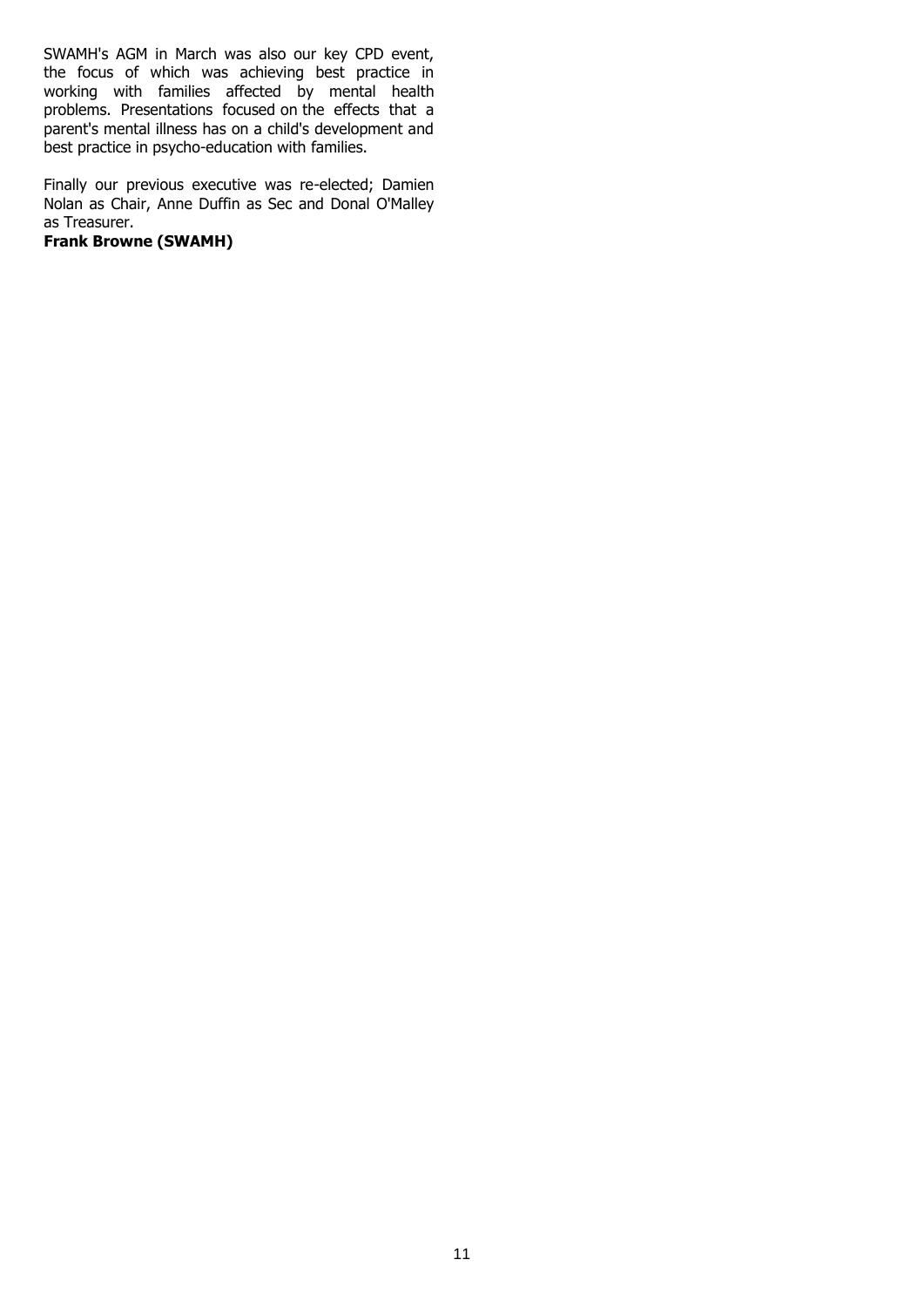SWAMH's AGM in March was also our key CPD event, the focus of which was achieving best practice in working with families affected by mental health problems. Presentations focused on the effects that a parent's mental illness has on a child's development and best practice in psycho-education with families.

Finally our previous executive was re-elected; Damien Nolan as Chair, Anne Duffin as Sec and Donal O'Malley as Treasurer.

**Frank Browne (SWAMH)**